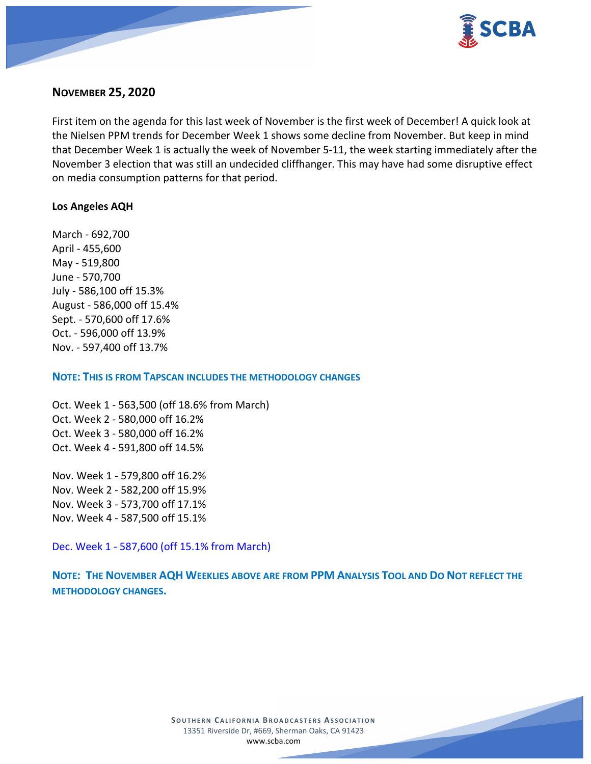## NOVEMBER 25, 2020

First item on the agenda for this last week of November is the first week of December! A quick look at the Nielsen PPM trends for December Week 1 shows some decline from November. But keep in mind that December Week 1 is actually the week of November 5-11, the week starting immediately after the November 3 election that was still an undecided cliffhanger. This may have had some disruptive effect on media consumption patterns for that period.

**Los Angeles AQH**

March - 692,700
April - 455,600
May - 519,800
June - 570,700
July - 586,100 off 15.3%
August - 586,000 off 15.4%
Sept. - 570,600 off 17.6%
Oct. - 596,000 off 13.9%
Nov. - 597,400 off 13.7%

**NOTE: THIS IS FROM TAPSCAN INCLUDES THE METHODOLOGY CHANGES**

Oct. Week 1 - 563,500 (off 18.6% from March)
Oct. Week 2 - 580,000 off 16.2%
Oct. Week 3 - 580,000 off 16.2%
Oct. Week 4 - 591,800 off 14.5%

Nov. Week 1 - 579,800 off 16.2%
Nov. Week 2 - 582,200 off 15.9%
Nov. Week 3 - 573,700 off 17.1%
Nov. Week 4 - 587,500 off 15.1%

Dec. Week 1 - 587,600 (off 15.1% from March)

**NOTE: THE NOVEMBER AQH WEEKLIES ABOVE ARE FROM PPM ANALYSIS TOOL AND DO NOT REFLECT THE METHODOLOGY CHANGES.**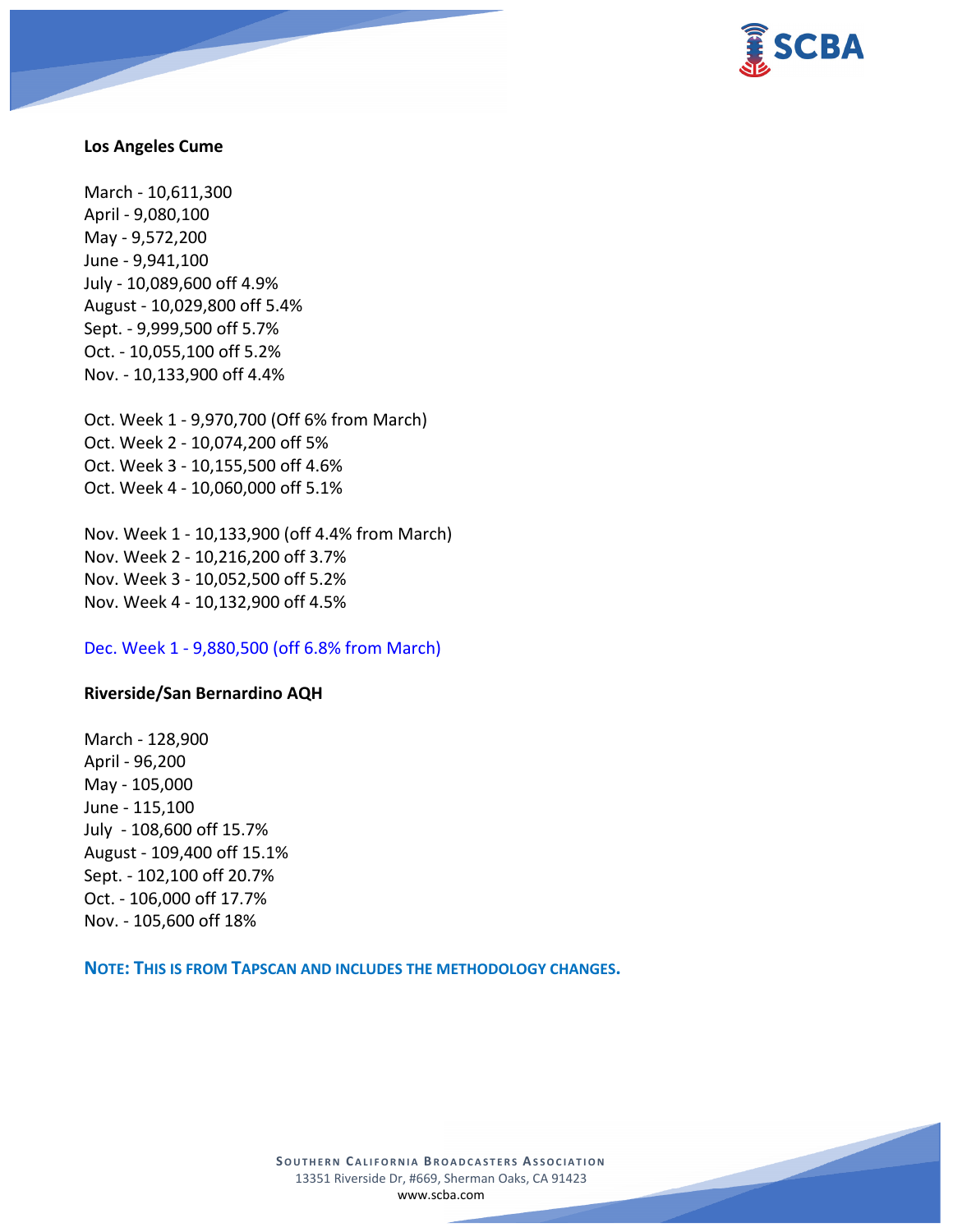**Los Angeles Cume**

March - 10,611,300
April - 9,080,100
May - 9,572,200
June - 9,941,100
July - 10,089,600 off 4.9%
August - 10,029,800 off 5.4%
Sept. - 9,999,500 off 5.7%
Oct. - 10,055,100 off 5.2%
Nov. - 10,133,900 off 4.4%

Oct. Week 1 - 9,970,700 (Off 6% from March)
Oct. Week 2 - 10,074,200 off 5%
Oct. Week 3 - 10,155,500 off 4.6%
Oct. Week 4 - 10,060,000 off 5.1%

Nov. Week 1 - 10,133,900 (off 4.4% from March)
Nov. Week 2 - 10,216,200 off 3.7%
Nov. Week 3 - 10,052,500 off 5.2%
Nov. Week 4 - 10,132,900 off 4.5%

Dec. Week 1 - 9,880,500 (off 6.8% from March)

**Riverside/San Bernardino AQH**

March - 128,900
April - 96,200
May - 105,000
June - 115,100
July - 108,600 off 15.7%
August - 109,400 off 15.1%
Sept. - 102,100 off 20.7%
Oct. - 106,000 off 17.7%
Nov. - 105,600 off 18%

**NOTE: THIS IS FROM TAPSCAN AND INCLUDES THE METHODOLOGY CHANGES.**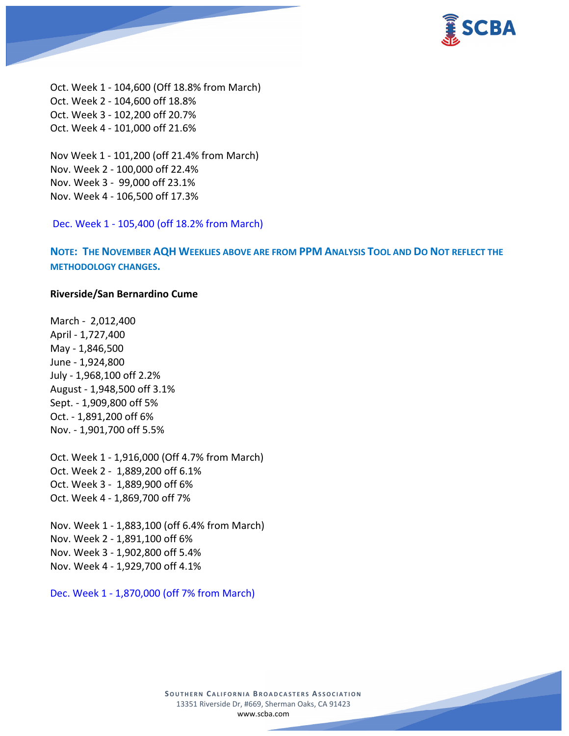Oct. Week 1 - 104,600 (Off 18.8% from March)
Oct. Week 2 - 104,600 off 18.8%
Oct. Week 3 - 102,200 off 20.7%
Oct. Week 4 - 101,000 off 21.6%

Nov Week 1 - 101,200 (off 21.4% from March)
Nov. Week 2 - 100,000 off 22.4%
Nov. Week 3 - 99,000 off 23.1%
Nov. Week 4 - 106,500 off 17.3%

Dec. Week 1 - 105,400 (off 18.2% from March)

**NOTE: THE NOVEMBER AQH WEEKLIES ABOVE ARE FROM PPM ANALYSIS TOOL AND DO NOT REFLECT THE METHODOLOGY CHANGES.**

**Riverside/San Bernardino Cume**

March - 2,012,400
April - 1,727,400
May - 1,846,500
June - 1,924,800
July - 1,968,100 off 2.2%
August - 1,948,500 off 3.1%
Sept. - 1,909,800 off 5%
Oct. - 1,891,200 off 6%
Nov. - 1,901,700 off 5.5%

Oct. Week 1 - 1,916,000 (Off 4.7% from March)
Oct. Week 2 - 1,889,200 off 6.1%
Oct. Week 3 - 1,889,900 off 6%
Oct. Week 4 - 1,869,700 off 7%

Nov. Week 1 - 1,883,100 (off 6.4% from March)
Nov. Week 2 - 1,891,100 off 6%
Nov. Week 3 - 1,902,800 off 5.4%
Nov. Week 4 - 1,929,700 off 4.1%

Dec. Week 1 - 1,870,000 (off 7% from March)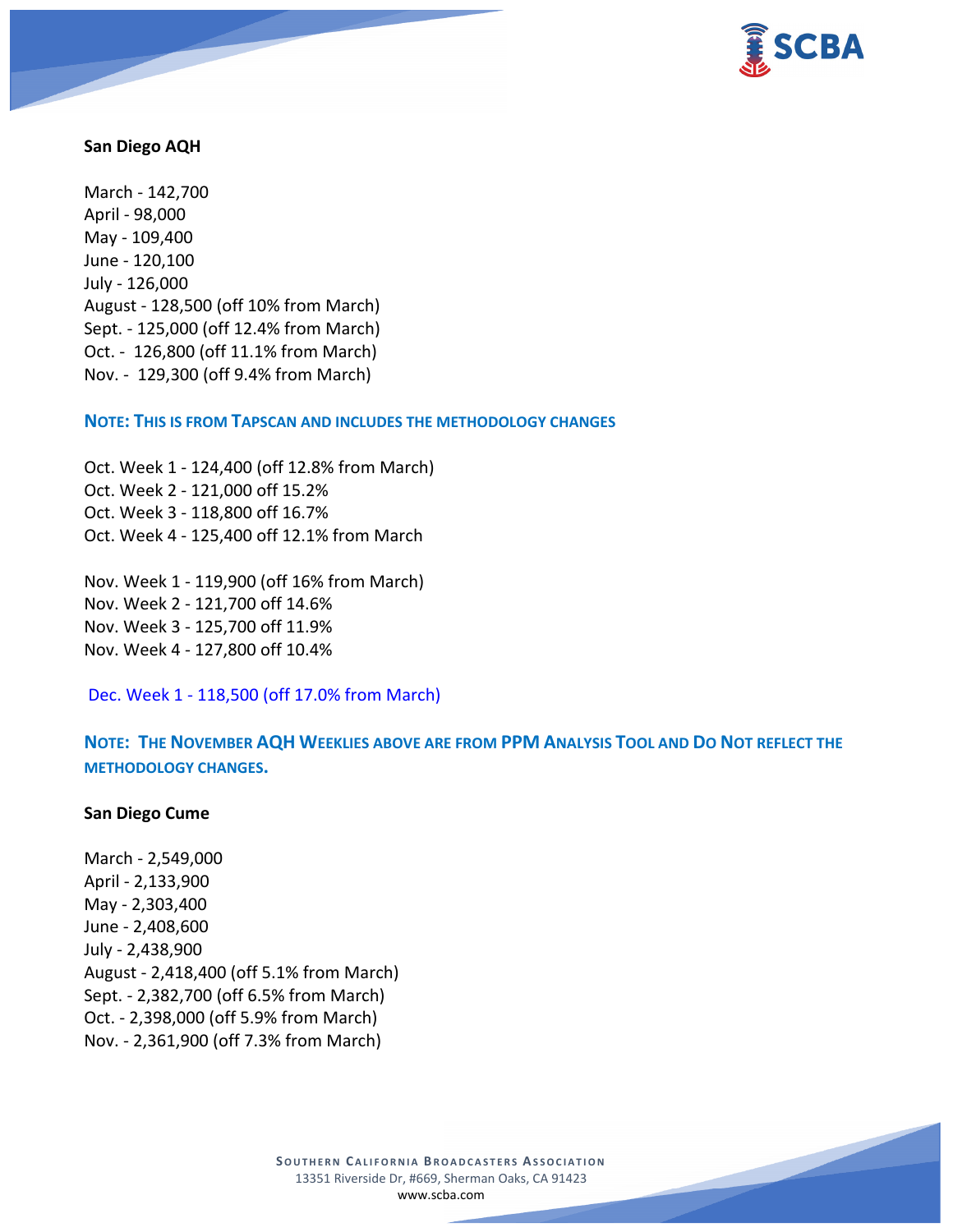**San Diego AQH**

March - 142,700
April - 98,000
May - 109,400
June - 120,100
July - 126,000
August - 128,500 (off 10% from March)
Sept. - 125,000 (off 12.4% from March)
Oct. - 126,800 (off 11.1% from March)
Nov. - 129,300 (off 9.4% from March)

**NOTE: THIS IS FROM TAPSCAN AND INCLUDES THE METHODOLOGY CHANGES**

Oct. Week 1 - 124,400 (off 12.8% from March)
Oct. Week 2 - 121,000 off 15.2%
Oct. Week 3 - 118,800 off 16.7%
Oct. Week 4 - 125,400 off 12.1% from March

Nov. Week 1 - 119,900 (off 16% from March)
Nov. Week 2 - 121,700 off 14.6%
Nov. Week 3 - 125,700 off 11.9%
Nov. Week 4 - 127,800 off 10.4%

Dec. Week 1 - 118,500 (off 17.0% from March)

**NOTE: THE NOVEMBER AQH WEEKLIES ABOVE ARE FROM PPM ANALYSIS TOOL AND DO NOT REFLECT THE METHODOLOGY CHANGES.**

**San Diego Cume**

March - 2,549,000
April - 2,133,900
May - 2,303,400
June - 2,408,600
July - 2,438,900
August - 2,418,400 (off 5.1% from March)
Sept. - 2,382,700 (off 6.5% from March)
Oct. - 2,398,000 (off 5.9% from March)
Nov. - 2,361,900 (off 7.3% from March)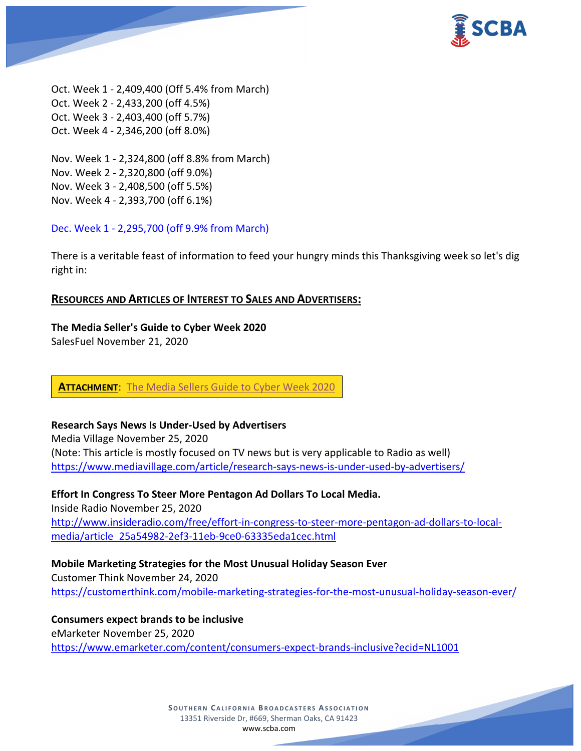Oct. Week 1 - 2,409,400 (Off 5.4% from March)
Oct. Week 2 - 2,433,200 (off 4.5%)
Oct. Week 3 - 2,403,400 (off 5.7%)
Oct. Week 4 - 2,346,200 (off 8.0%)

Nov. Week 1 - 2,324,800 (off 8.8% from March)
Nov. Week 2 - 2,320,800 (off 9.0%)
Nov. Week 3 - 2,408,500 (off 5.5%)
Nov. Week 4 - 2,393,700 (off 6.1%)

Dec. Week 1 - 2,295,700 (off 9.9% from March)

There is a veritable feast of information to feed your hungry minds this Thanksgiving week so let's dig right in:

## RESOURCES AND ARTICLES OF INTEREST TO SALES AND ADVERTISERS:

**The Media Seller's Guide to Cyber Week 2020**
SalesFuel November 21, 2020

**ATTACHMENT**: The Media Sellers Guide to Cyber Week 2020

**Research Says News Is Under-Used by Advertisers**
Media Village November 25, 2020
(Note: This article is mostly focused on TV news but is very applicable to Radio as well)
https://www.mediavillage.com/article/research-says-news-is-under-used-by-advertisers/

**Effort In Congress To Steer More Pentagon Ad Dollars To Local Media.**
Inside Radio November 25, 2020
http://www.insideradio.com/free/effort-in-congress-to-steer-more-pentagon-ad-dollars-to-local-media/article_25a54982-2ef3-11eb-9ce0-63335eda1cec.html

**Mobile Marketing Strategies for the Most Unusual Holiday Season Ever**
Customer Think November 24, 2020
https://customerthink.com/mobile-marketing-strategies-for-the-most-unusual-holiday-season-ever/

**Consumers expect brands to be inclusive**
eMarketer November 25, 2020
https://www.emarketer.com/content/consumers-expect-brands-inclusive?ecid=NL1001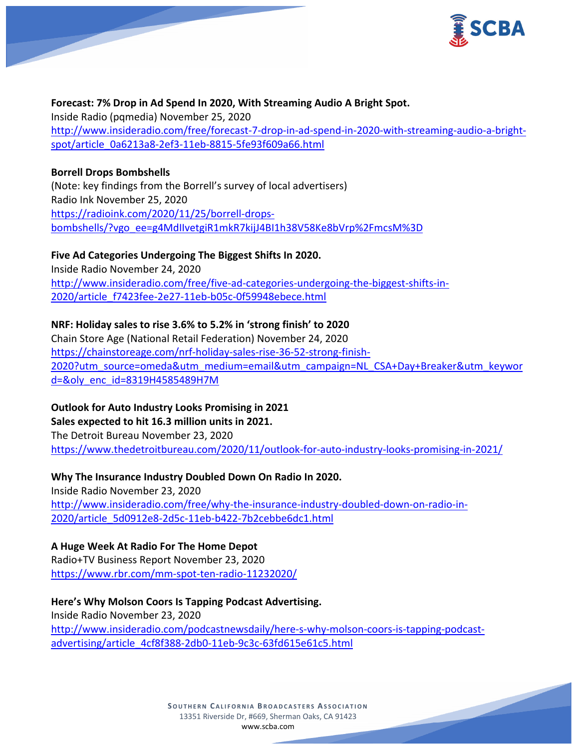**Forecast: 7% Drop in Ad Spend In 2020, With Streaming Audio A Bright Spot.**
Inside Radio (pqmedia) November 25, 2020
http://www.insideradio.com/free/forecast-7-drop-in-ad-spend-in-2020-with-streaming-audio-a-bright-spot/article_0a6213a8-2ef3-11eb-8815-5fe93f609a66.html

**Borrell Drops Bombshells**
(Note: key findings from the Borrell's survey of local advertisers)
Radio Ink November 25, 2020
https://radioink.com/2020/11/25/borrell-drops-bombshells/?vgo_ee=g4MdIIvetgiR1mkR7kijJ4BI1h38V58Ke8bVrp%2FmcsM%3D

**Five Ad Categories Undergoing The Biggest Shifts In 2020.**
Inside Radio November 24, 2020
http://www.insideradio.com/free/five-ad-categories-undergoing-the-biggest-shifts-in-2020/article_f7423fee-2e27-11eb-b05c-0f59948ebece.html

**NRF: Holiday sales to rise 3.6% to 5.2% in 'strong finish' to 2020**
Chain Store Age (National Retail Federation) November 24, 2020
https://chainstoreage.com/nrf-holiday-sales-rise-36-52-strong-finish-2020?utm_source=omeda&utm_medium=email&utm_campaign=NL_CSA+Day+Breaker&utm_keyword=&oly_enc_id=8319H4585489H7M

**Outlook for Auto Industry Looks Promising in 2021**
**Sales expected to hit 16.3 million units in 2021.**
The Detroit Bureau November 23, 2020
https://www.thedetroitbureau.com/2020/11/outlook-for-auto-industry-looks-promising-in-2021/

**Why The Insurance Industry Doubled Down On Radio In 2020.**
Inside Radio November 23, 2020
http://www.insideradio.com/free/why-the-insurance-industry-doubled-down-on-radio-in-2020/article_5d0912e8-2d5c-11eb-b422-7b2cebbe6dc1.html

**A Huge Week At Radio For The Home Depot**
Radio+TV Business Report November 23, 2020
https://www.rbr.com/mm-spot-ten-radio-11232020/

**Here's Why Molson Coors Is Tapping Podcast Advertising.**
Inside Radio November 23, 2020
http://www.insideradio.com/podcastnewsdaily/here-s-why-molson-coors-is-tapping-podcast-advertising/article_4cf8f388-2db0-11eb-9c3c-63fd615e61c5.html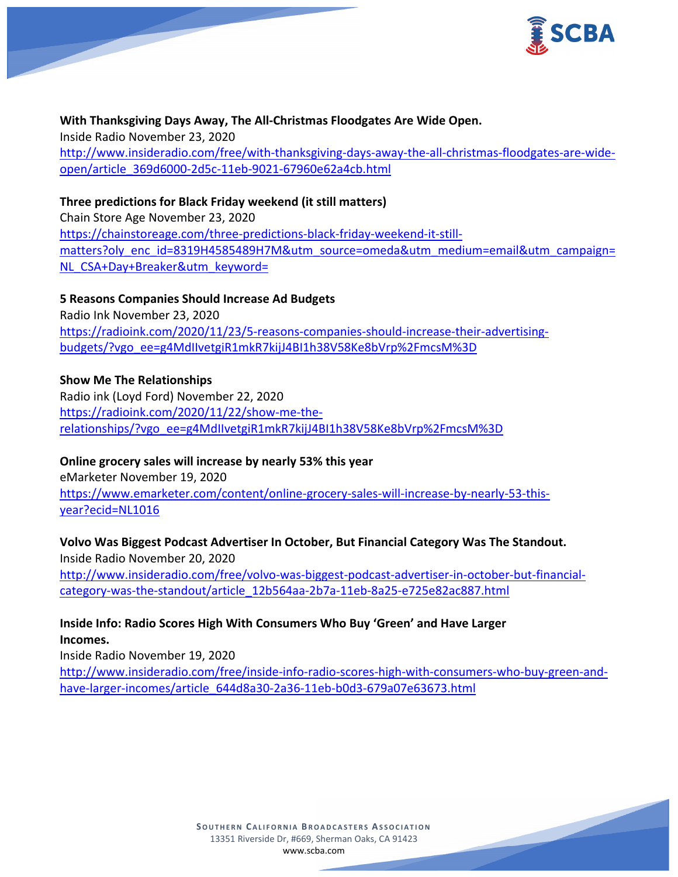**With Thanksgiving Days Away, The All-Christmas Floodgates Are Wide Open.**
Inside Radio November 23, 2020
http://www.insideradio.com/free/with-thanksgiving-days-away-the-all-christmas-floodgates-are-wide-open/article_369d6000-2d5c-11eb-9021-67960e62a4cb.html

**Three predictions for Black Friday weekend (it still matters)**
Chain Store Age November 23, 2020
https://chainstoreage.com/three-predictions-black-friday-weekend-it-still-matters?oly_enc_id=8319H4585489H7M&utm_source=omeda&utm_medium=email&utm_campaign=NL_CSA+Day+Breaker&utm_keyword=

**5 Reasons Companies Should Increase Ad Budgets**
Radio Ink November 23, 2020
https://radioink.com/2020/11/23/5-reasons-companies-should-increase-their-advertising-budgets/?vgo_ee=g4MdIIvetgiR1mkR7kijJ4BI1h38V58Ke8bVrp%2FmcsM%3D

**Show Me The Relationships**
Radio ink (Loyd Ford) November 22, 2020
https://radioink.com/2020/11/22/show-me-the-relationships/?vgo_ee=g4MdIIvetgiR1mkR7kijJ4BI1h38V58Ke8bVrp%2FmcsM%3D

**Online grocery sales will increase by nearly 53% this year**
eMarketer November 19, 2020
https://www.emarketer.com/content/online-grocery-sales-will-increase-by-nearly-53-this-year?ecid=NL1016

**Volvo Was Biggest Podcast Advertiser In October, But Financial Category Was The Standout.**
Inside Radio November 20, 2020
http://www.insideradio.com/free/volvo-was-biggest-podcast-advertiser-in-october-but-financial-category-was-the-standout/article_12b564aa-2b7a-11eb-8a25-e725e82ac887.html

**Inside Info: Radio Scores High With Consumers Who Buy 'Green' and Have Larger Incomes.**
Inside Radio November 19, 2020
http://www.insideradio.com/free/inside-info-radio-scores-high-with-consumers-who-buy-green-and-have-larger-incomes/article_644d8a30-2a36-11eb-b0d3-679a07e63673.html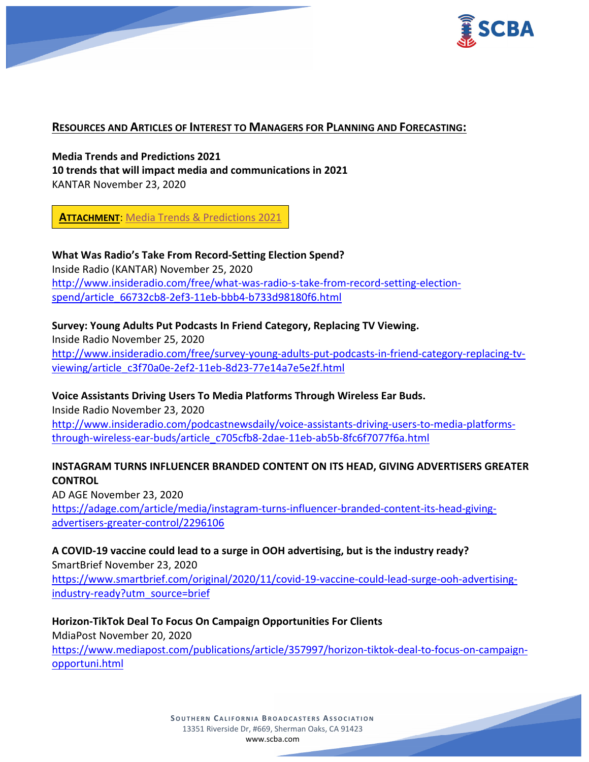## **Resources and Articles of Interest to Managers for Planning and Forecasting:**

**Media Trends and Predictions 2021**
**10 trends that will impact media and communications in 2021**
KANTAR November 23, 2020

**ATTACHMENT**: Media Trends & Predictions 2021

**What Was Radio's Take From Record-Setting Election Spend?**
Inside Radio (KANTAR) November 25, 2020
http://www.insideradio.com/free/what-was-radio-s-take-from-record-setting-election-spend/article_66732cb8-2ef3-11eb-bbb4-b733d98180f6.html

**Survey: Young Adults Put Podcasts In Friend Category, Replacing TV Viewing.**
Inside Radio November 25, 2020
http://www.insideradio.com/free/survey-young-adults-put-podcasts-in-friend-category-replacing-tv-viewing/article_c3f70a0e-2ef2-11eb-8d23-77e14a7e5e2f.html

**Voice Assistants Driving Users To Media Platforms Through Wireless Ear Buds.**
Inside Radio November 23, 2020
http://www.insideradio.com/podcastnewsdaily/voice-assistants-driving-users-to-media-platforms-through-wireless-ear-buds/article_c705cfb8-2dae-11eb-ab5b-8fc6f7077f6a.html

**INSTAGRAM TURNS INFLUENCER BRANDED CONTENT ON ITS HEAD, GIVING ADVERTISERS GREATER CONTROL**
AD AGE November 23, 2020
https://adage.com/article/media/instagram-turns-influencer-branded-content-its-head-giving-advertisers-greater-control/2296106

**A COVID-19 vaccine could lead to a surge in OOH advertising, but is the industry ready?**
SmartBrief November 23, 2020
https://www.smartbrief.com/original/2020/11/covid-19-vaccine-could-lead-surge-ooh-advertising-industry-ready?utm_source=brief

**Horizon-TikTok Deal To Focus On Campaign Opportunities For Clients**
MdiaPost November 20, 2020
https://www.mediapost.com/publications/article/357997/horizon-tiktok-deal-to-focus-on-campaign-opportuni.html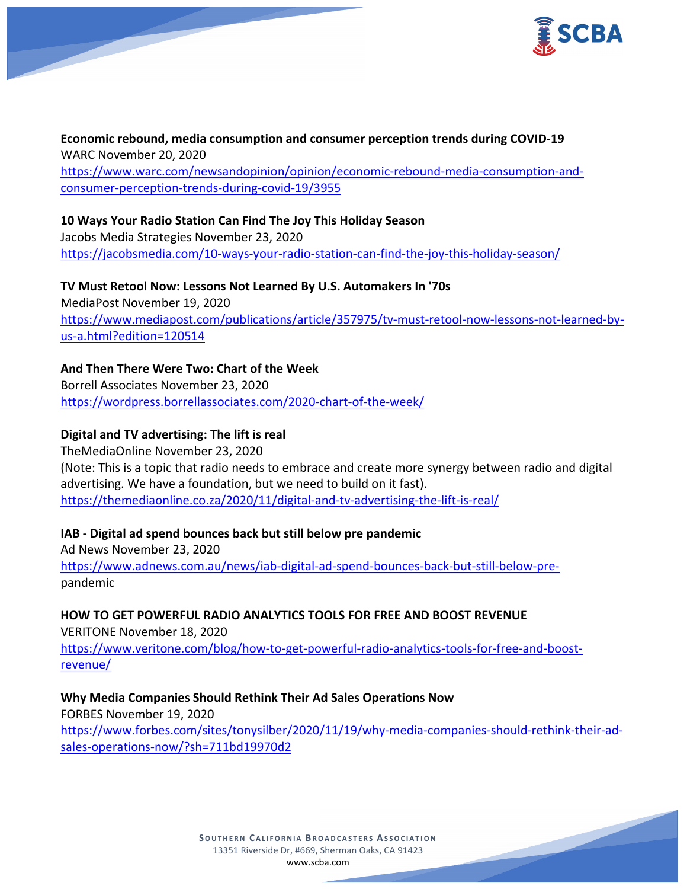**Economic rebound, media consumption and consumer perception trends during COVID-19**
WARC November 20, 2020
https://www.warc.com/newsandopinion/opinion/economic-rebound-media-consumption-and-consumer-perception-trends-during-covid-19/3955

**10 Ways Your Radio Station Can Find The Joy This Holiday Season**
Jacobs Media Strategies November 23, 2020
https://jacobsmedia.com/10-ways-your-radio-station-can-find-the-joy-this-holiday-season/

**TV Must Retool Now: Lessons Not Learned By U.S. Automakers In '70s**
MediaPost November 19, 2020
https://www.mediapost.com/publications/article/357975/tv-must-retool-now-lessons-not-learned-by-us-a.html?edition=120514

**And Then There Were Two: Chart of the Week**
Borrell Associates November 23, 2020
https://wordpress.borrellassociates.com/2020-chart-of-the-week/

**Digital and TV advertising: The lift is real**
TheMediaOnline November 23, 2020
(Note: This is a topic that radio needs to embrace and create more synergy between radio and digital advertising. We have a foundation, but we need to build on it fast).
https://themediaonline.co.za/2020/11/digital-and-tv-advertising-the-lift-is-real/

**IAB - Digital ad spend bounces back but still below pre pandemic**
Ad News November 23, 2020
https://www.adnews.com.au/news/iab-digital-ad-spend-bounces-back-but-still-below-pre-pandemic

**HOW TO GET POWERFUL RADIO ANALYTICS TOOLS FOR FREE AND BOOST REVENUE**
VERITONE November 18, 2020
https://www.veritone.com/blog/how-to-get-powerful-radio-analytics-tools-for-free-and-boost-revenue/

**Why Media Companies Should Rethink Their Ad Sales Operations Now**
FORBES November 19, 2020
https://www.forbes.com/sites/tonysilber/2020/11/19/why-media-companies-should-rethink-their-ad-sales-operations-now/?sh=711bd19970d2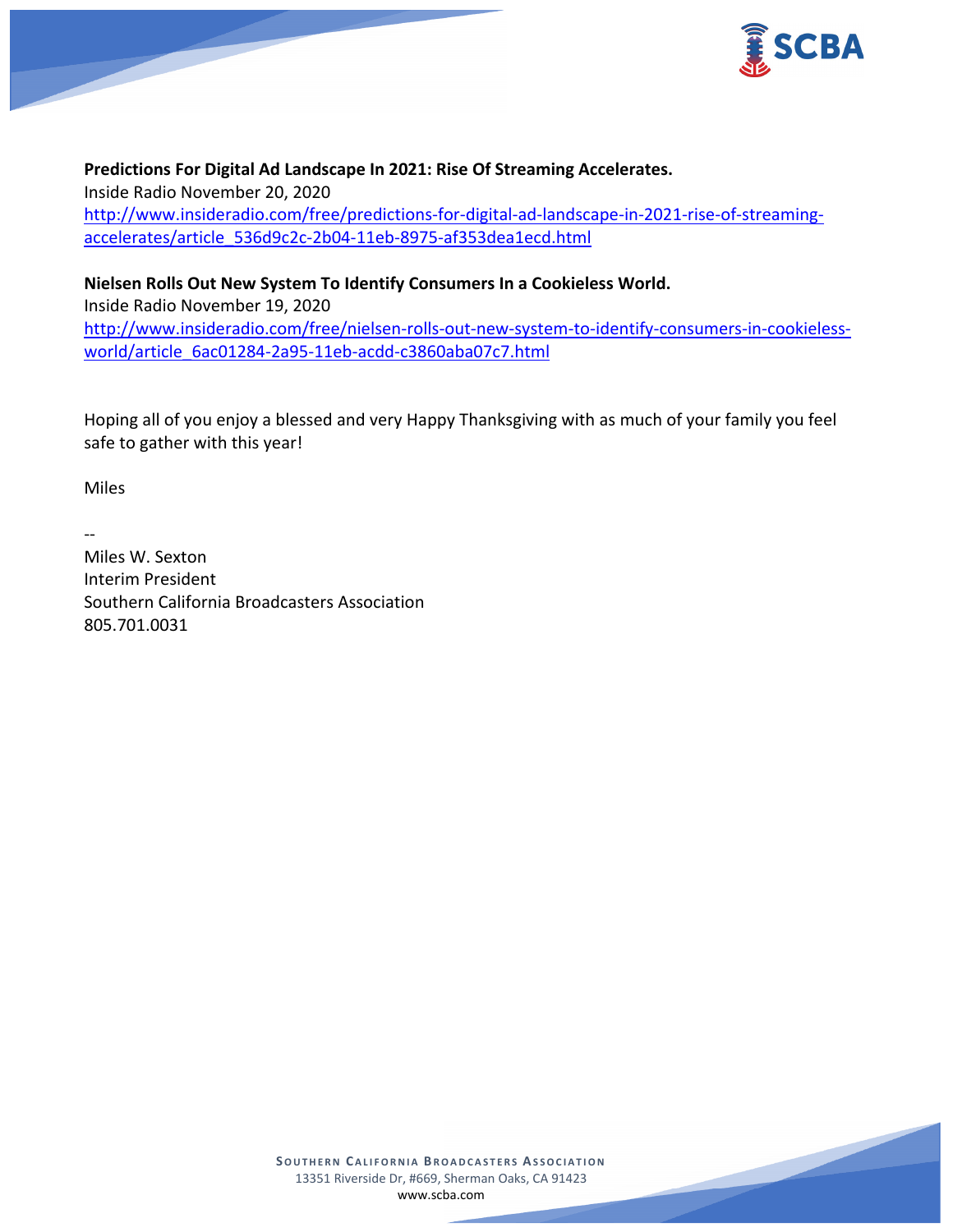**Predictions For Digital Ad Landscape In 2021: Rise Of Streaming Accelerates.**
Inside Radio November 20, 2020
http://www.insideradio.com/free/predictions-for-digital-ad-landscape-in-2021-rise-of-streaming-accelerates/article_536d9c2c-2b04-11eb-8975-af353dea1ecd.html

**Nielsen Rolls Out New System To Identify Consumers In a Cookieless World.**
Inside Radio November 19, 2020
http://www.insideradio.com/free/nielsen-rolls-out-new-system-to-identify-consumers-in-cookieless-world/article_6ac01284-2a95-11eb-acdd-c3860aba07c7.html

Hoping all of you enjoy a blessed and very Happy Thanksgiving with as much of your family you feel safe to gather with this year!

Miles

--
Miles W. Sexton
Interim President
Southern California Broadcasters Association
805.701.0031